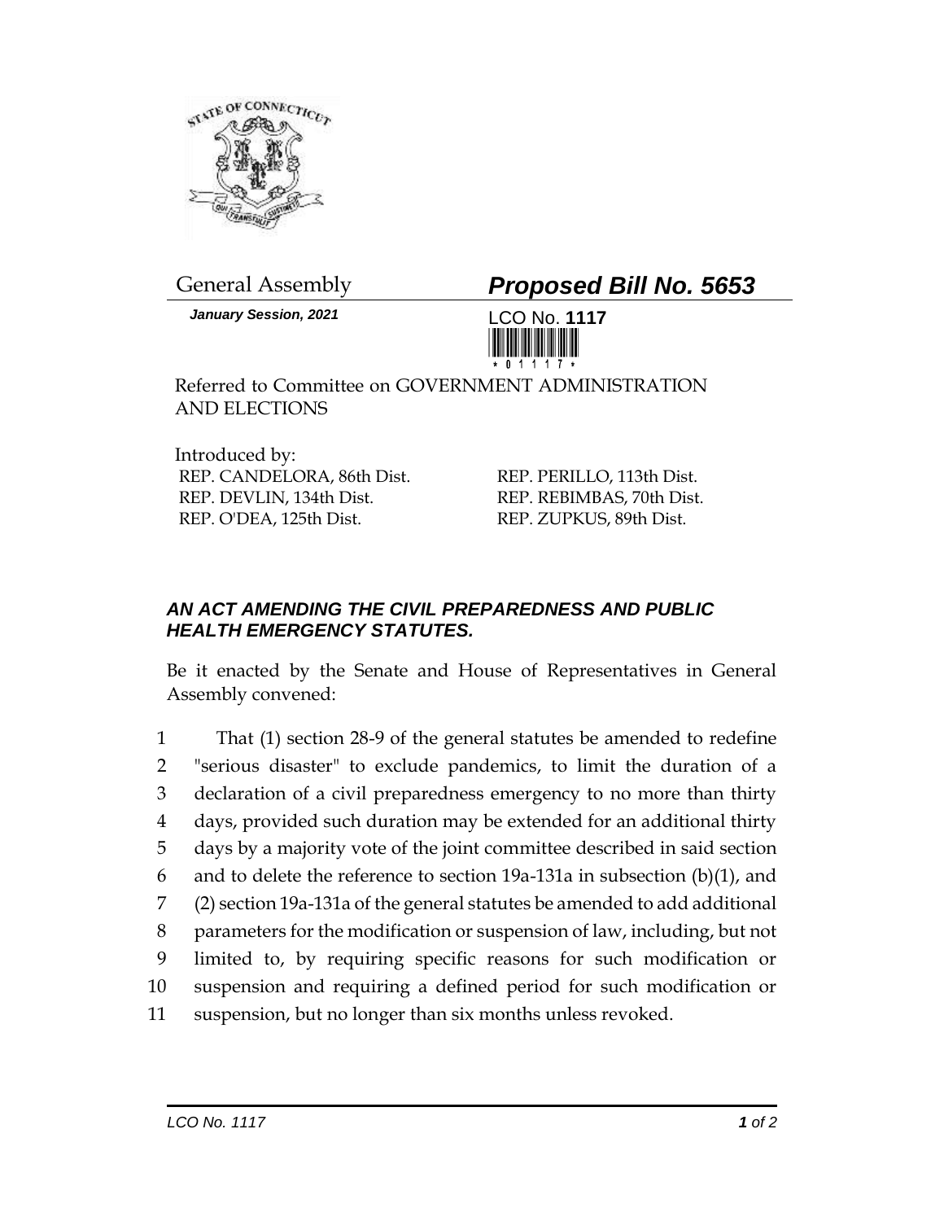General Assembly

# *Proposed Bill No. 5653*

***January Session, 2021***

LCO No. **1117**

Referred to Committee on GOVERNMENT ADMINISTRATION AND ELECTIONS

Introduced by:
REP. CANDELORA, 86th Dist.
REP. DEVLIN, 134th Dist.
REP. O'DEA, 125th Dist.
REP. PERILLO, 113th Dist.
REP. REBIMBAS, 70th Dist.
REP. ZUPKUS, 89th Dist.

### *AN ACT AMENDING THE CIVIL PREPAREDNESS AND PUBLIC HEALTH EMERGENCY STATUTES.*

Be it enacted by the Senate and House of Representatives in General Assembly convened:

1 That (1) section 28-9 of the general statutes be amended to redefine
2 "serious disaster" to exclude pandemics, to limit the duration of a
3 declaration of a civil preparedness emergency to no more than thirty
4 days, provided such duration may be extended for an additional thirty
5 days by a majority vote of the joint committee described in said section
6 and to delete the reference to section 19a-131a in subsection (b)(1), and
7 (2) section 19a-131a of the general statutes be amended to add additional
8 parameters for the modification or suspension of law, including, but not
9 limited to, by requiring specific reasons for such modification or
10 suspension and requiring a defined period for such modification or
11 suspension, but no longer than six months unless revoked.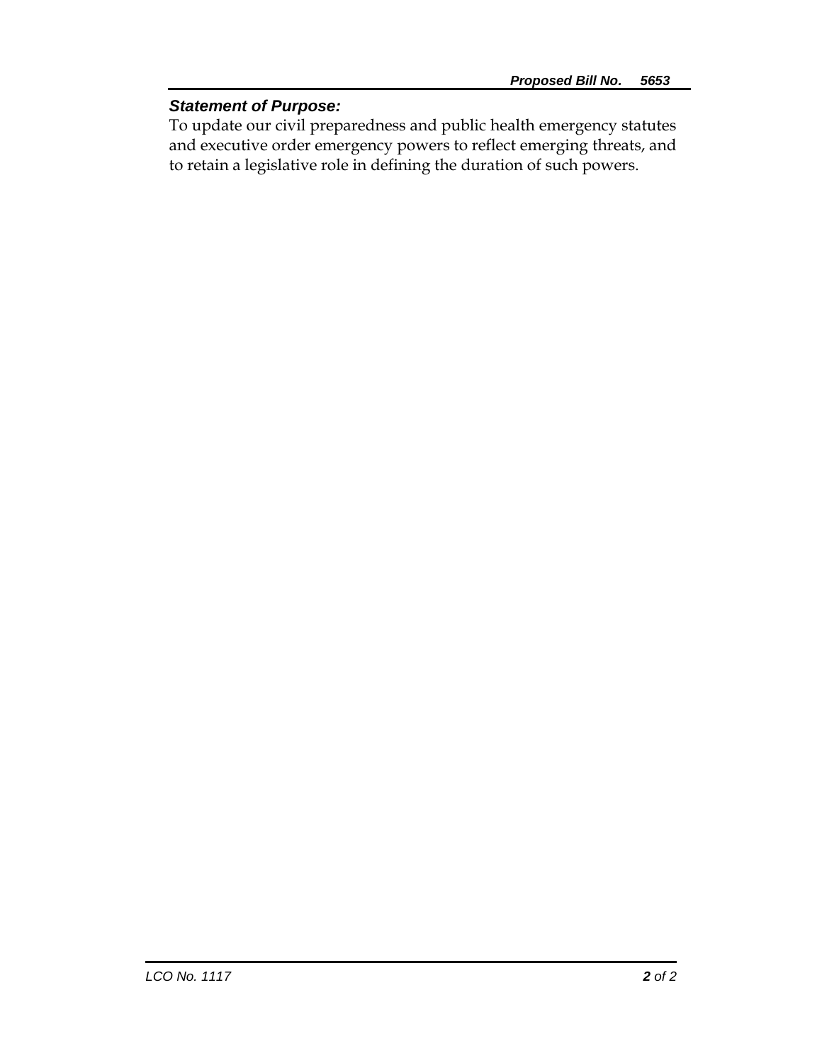### *Statement of Purpose:*

To update our civil preparedness and public health emergency statutes and executive order emergency powers to reflect emerging threats, and to retain a legislative role in defining the duration of such powers.